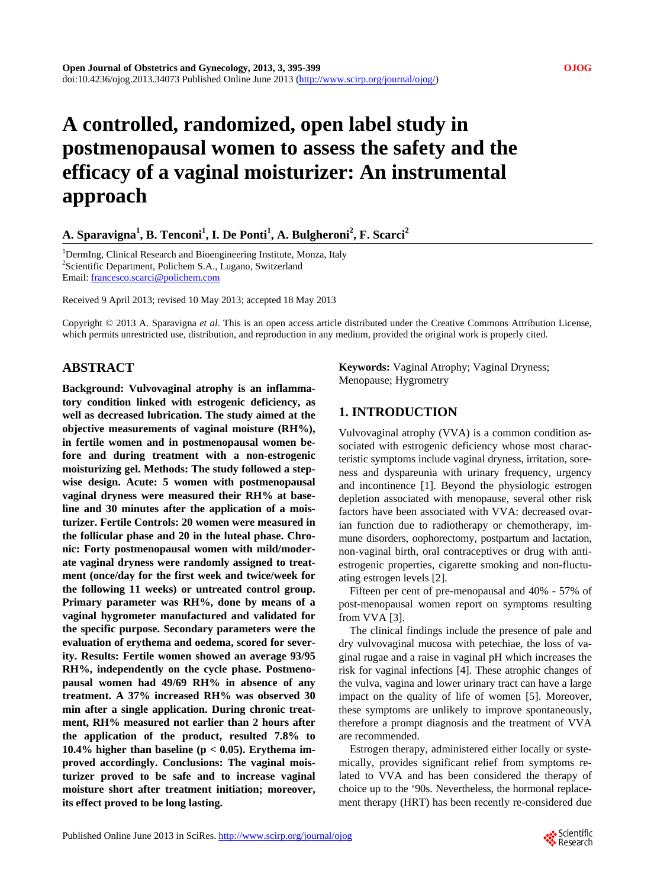# A controlled, randomized, open label study in postmenopausal women to assess the safety and the efficacy of a vaginal moisturizer: An instrumental approach

**A. Sparavigna[1], B. Tenconi[1], I. De Ponti[1], A. Bulgheroni[2], F. Scarci[2]**

[1]DermIng, Clinical Research and Bioengineering Institute, Monza, Italy
[2]Scientific Department, Polichem S.A., Lugano, Switzerland
Email: francesco.scarci@polichem.com

Received 9 April 2013; revised 10 May 2013; accepted 18 May 2013

Copyright © 2013 A. Sparavigna *et al.* This is an open access article distributed under the Creative Commons Attribution License, which permits unrestricted use, distribution, and reproduction in any medium, provided the original work is properly cited.

## ABSTRACT

**Background: Vulvovaginal atrophy is an inflammatory condition linked with estrogenic deficiency, as well as decreased lubrication. The study aimed at the objective measurements of vaginal moisture (RH%), in fertile women and in postmenopausal women before and during treatment with a non-estrogenic moisturizing gel. Methods: The study followed a stepwise design. Acute: 5 women with postmenopausal vaginal dryness were measured their RH% at baseline and 30 minutes after the application of a moisturizer. Fertile Controls: 20 women were measured in the follicular phase and 20 in the luteal phase. Chronic: Forty postmenopausal women with mild/moderate vaginal dryness were randomly assigned to treatment (once/day for the first week and twice/week for the following 11 weeks) or untreated control group. Primary parameter was RH%, done by means of a vaginal hygrometer manufactured and validated for the specific purpose. Secondary parameters were the evaluation of erythema and oedema, scored for severity. Results: Fertile women showed an average 93/95 RH%, independently on the cycle phase. Postmenopausal women had 49/69 RH% in absence of any treatment. A 37% increased RH% was observed 30 min after a single application. During chronic treatment, RH% measured not earlier than 2 hours after the application of the product, resulted 7.8% to 10.4% higher than baseline ($p < 0.05$). Erythema improved accordingly. Conclusions: The vaginal moisturizer proved to be safe and to increase vaginal moisture short after treatment initiation; moreover, its effect proved to be long lasting.**

**Keywords:** Vaginal Atrophy; Vaginal Dryness; Menopause; Hygrometry

## 1. INTRODUCTION

Vulvovaginal atrophy (VVA) is a common condition associated with estrogenic deficiency whose most characteristic symptoms include vaginal dryness, irritation, soreness and dyspareunia with urinary frequency, urgency and incontinence [1]. Beyond the physiologic estrogen depletion associated with menopause, several other risk factors have been associated with VVA: decreased ovarian function due to radiotherapy or chemotherapy, immune disorders, oophorectomy, postpartum and lactation, non-vaginal birth, oral contraceptives or drug with anti-estrogenic properties, cigarette smoking and non-fluctuating estrogen levels [2].

Fifteen per cent of pre-menopausal and 40% - 57% of post-menopausal women report on symptoms resulting from VVA [3].

The clinical findings include the presence of pale and dry vulvovaginal mucosa with petechiae, the loss of vaginal rugae and a raise in vaginal pH which increases the risk for vaginal infections [4]. These atrophic changes of the vulva, vagina and lower urinary tract can have a large impact on the quality of life of women [5]. Moreover, these symptoms are unlikely to improve spontaneously, therefore a prompt diagnosis and the treatment of VVA are recommended.

Estrogen therapy, administered either locally or systemically, provides significant relief from symptoms related to VVA and has been considered the therapy of choice up to the '90s. Nevertheless, the hormonal replacement therapy (HRT) has been recently re-considered due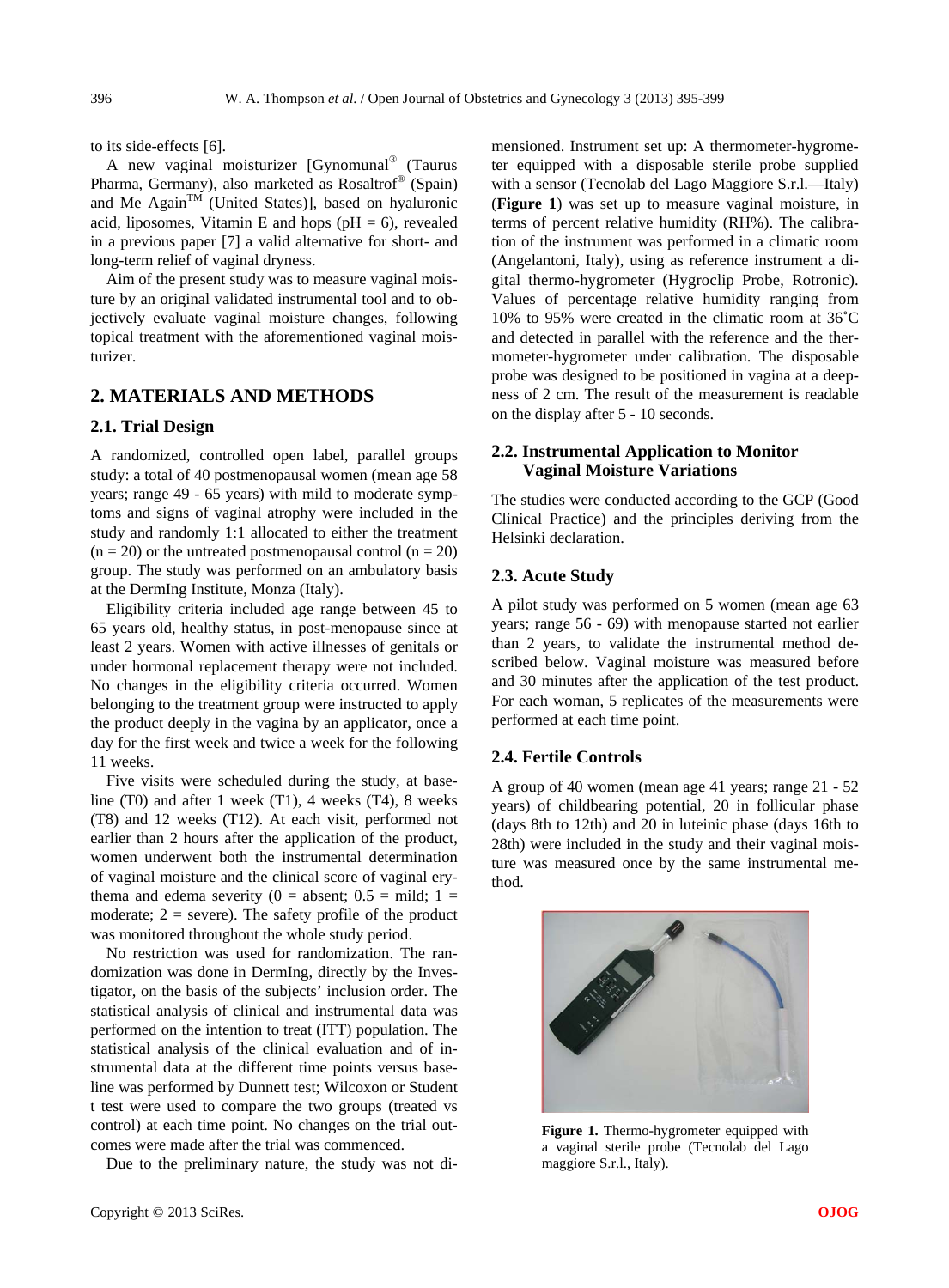to its side-effects [6].

A new vaginal moisturizer [Gynomunal® (Taurus Pharma, Germany), also marketed as Rosaltrof® (Spain) and Me Again™ (United States)], based on hyaluronic acid, liposomes, Vitamin E and hops (pH = 6), revealed in a previous paper [7] a valid alternative for short- and long-term relief of vaginal dryness.

Aim of the present study was to measure vaginal moisture by an original validated instrumental tool and to objectively evaluate vaginal moisture changes, following topical treatment with the aforementioned vaginal moisturizer.

## 2. MATERIALS AND METHODS

### 2.1. Trial Design

A randomized, controlled open label, parallel groups study: a total of 40 postmenopausal women (mean age 58 years; range 49 - 65 years) with mild to moderate symptoms and signs of vaginal atrophy were included in the study and randomly 1:1 allocated to either the treatment (n = 20) or the untreated postmenopausal control (n = 20) group. The study was performed on an ambulatory basis at the DermIng Institute, Monza (Italy).

Eligibility criteria included age range between 45 to 65 years old, healthy status, in post-menopause since at least 2 years. Women with active illnesses of genitals or under hormonal replacement therapy were not included. No changes in the eligibility criteria occurred. Women belonging to the treatment group were instructed to apply the product deeply in the vagina by an applicator, once a day for the first week and twice a week for the following 11 weeks.

Five visits were scheduled during the study, at baseline (T0) and after 1 week (T1), 4 weeks (T4), 8 weeks (T8) and 12 weeks (T12). At each visit, performed not earlier than 2 hours after the application of the product, women underwent both the instrumental determination of vaginal moisture and the clinical score of vaginal erythema and edema severity (0 = absent; 0.5 = mild; 1 = moderate; 2 = severe). The safety profile of the product was monitored throughout the whole study period.

No restriction was used for randomization. The randomization was done in DermIng, directly by the Investigator, on the basis of the subjects' inclusion order. The statistical analysis of clinical and instrumental data was performed on the intention to treat (ITT) population. The statistical analysis of the clinical evaluation and of instrumental data at the different time points versus baseline was performed by Dunnett test; Wilcoxon or Student t test were used to compare the two groups (treated vs control) at each time point. No changes on the trial outcomes were made after the trial was commenced.

Due to the preliminary nature, the study was not dimensioned. Instrument set up: A thermometer-hygrometer equipped with a disposable sterile probe supplied with a sensor (Tecnolab del Lago Maggiore S.r.l.—Italy) (**Figure 1**) was set up to measure vaginal moisture, in terms of percent relative humidity (RH%). The calibration of the instrument was performed in a climatic room (Angelantoni, Italy), using as reference instrument a digital thermo-hygrometer (Hygroclip Probe, Rotronic). Values of percentage relative humidity ranging from 10% to 95% were created in the climatic room at 36˚C and detected in parallel with the reference and the thermometer-hygrometer under calibration. The disposable probe was designed to be positioned in vagina at a deepness of 2 cm. The result of the measurement is readable on the display after 5 - 10 seconds.

### 2.2. Instrumental Application to Monitor Vaginal Moisture Variations

The studies were conducted according to the GCP (Good Clinical Practice) and the principles deriving from the Helsinki declaration.

### 2.3. Acute Study

A pilot study was performed on 5 women (mean age 63 years; range 56 - 69) with menopause started not earlier than 2 years, to validate the instrumental method described below. Vaginal moisture was measured before and 30 minutes after the application of the test product. For each woman, 5 replicates of the measurements were performed at each time point.

### 2.4. Fertile Controls

A group of 40 women (mean age 41 years; range 21 - 52 years) of childbearing potential, 20 in follicular phase (days 8th to 12th) and 20 in luteinic phase (days 16th to 28th) were included in the study and their vaginal moisture was measured once by the same instrumental method.

**Figure 1.** Thermo-hygrometer equipped with a vaginal sterile probe (Tecnolab del Lago maggiore S.r.l., Italy).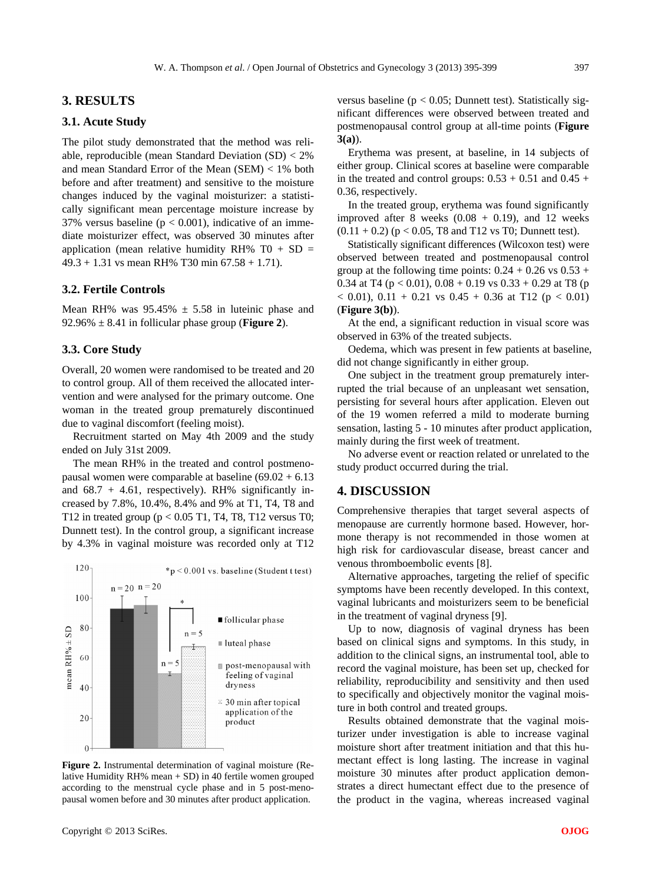## 3. RESULTS

### 3.1. Acute Study

The pilot study demonstrated that the method was reliable, reproducible (mean Standard Deviation (SD) < 2% and mean Standard Error of the Mean (SEM) < 1% both before and after treatment) and sensitive to the moisture changes induced by the vaginal moisturizer: a statistically significant mean percentage moisture increase by 37% versus baseline ($p < 0.001$), indicative of an immediate moisturizer effect, was observed 30 minutes after application (mean relative humidity RH% T0 + SD = 49.3 + 1.31 vs mean RH% T30 min 67.58 + 1.71).

### 3.2. Fertile Controls

Mean RH% was 95.45% ± 5.58 in luteinic phase and 92.96% ± 8.41 in follicular phase group (**Figure 2**).

### 3.3. Core Study

Overall, 20 women were randomised to be treated and 20 to control group. All of them received the allocated intervention and were analysed for the primary outcome. One woman in the treated group prematurely discontinued due to vaginal discomfort (feeling moist).

Recruitment started on May 4th 2009 and the study ended on July 31st 2009.

The mean RH% in the treated and control postmenopausal women were comparable at baseline (69.02 + 6.13 and 68.7 + 4.61, respectively). RH% significantly increased by 7.8%, 10.4%, 8.4% and 9% at T1, T4, T8 and T12 in treated group ($p < 0.05$ T1, T4, T8, T12 versus T0; Dunnett test). In the control group, a significant increase by 4.3% in vaginal moisture was recorded only at T12 versus baseline ($p < 0.05$; Dunnett test). Statistically significant differences were observed between treated and postmenopausal control group at all-time points (**Figure 3(a)**).

**Figure 2.** Instrumental determination of vaginal moisture (Relative Humidity RH% mean + SD) in 40 fertile women grouped according to the menstrual cycle phase and in 5 post-menopausal women before and 30 minutes after product application.

Erythema was present, at baseline, in 14 subjects of either group. Clinical scores at baseline were comparable in the treated and control groups: 0.53 + 0.51 and 0.45 + 0.36, respectively.

In the treated group, erythema was found significantly improved after 8 weeks (0.08 + 0.19), and 12 weeks (0.11 + 0.2) ($p < 0.05$, T8 and T12 vs T0; Dunnett test).

Statistically significant differences (Wilcoxon test) were observed between treated and postmenopausal control group at the following time points: 0.24 + 0.26 vs 0.53 + 0.34 at T4 ($p < 0.01$), 0.08 + 0.19 vs 0.33 + 0.29 at T8 ($p < 0.01$), 0.11 + 0.21 vs 0.45 + 0.36 at T12 ($p < 0.01$) (**Figure 3(b)**).

At the end, a significant reduction in visual score was observed in 63% of the treated subjects.

Oedema, which was present in few patients at baseline, did not change significantly in either group.

One subject in the treatment group prematurely interrupted the trial because of an unpleasant wet sensation, persisting for several hours after application. Eleven out of the 19 women referred a mild to moderate burning sensation, lasting 5 - 10 minutes after product application, mainly during the first week of treatment.

No adverse event or reaction related or unrelated to the study product occurred during the trial.

## 4. DISCUSSION

Comprehensive therapies that target several aspects of menopause are currently hormone based. However, hormone therapy is not recommended in those women at high risk for cardiovascular disease, breast cancer and venous thromboembolic events [8].

Alternative approaches, targeting the relief of specific symptoms have been recently developed. In this context, vaginal lubricants and moisturizers seem to be beneficial in the treatment of vaginal dryness [9].

Up to now, diagnosis of vaginal dryness has been based on clinical signs and symptoms. In this study, in addition to the clinical signs, an instrumental tool, able to record the vaginal moisture, has been set up, checked for reliability, reproducibility and sensitivity and then used to specifically and objectively monitor the vaginal moisture in both control and treated groups.

Results obtained demonstrate that the vaginal moisturizer under investigation is able to increase vaginal moisture short after treatment initiation and that this humectant effect is long lasting. The increase in vaginal moisture 30 minutes after product application demonstrates a direct humectant effect due to the presence of the product in the vagina, whereas increased vaginal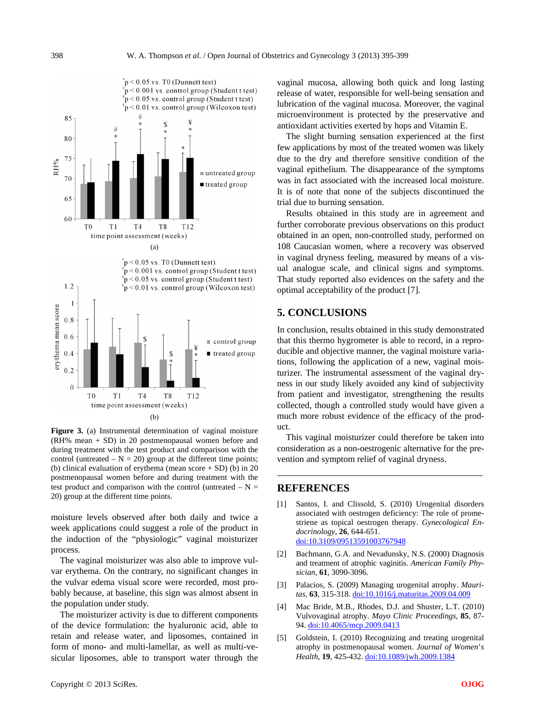**Figure 3.** (a) Instrumental determination of vaginal moisture (RH% mean + SD) in 20 postmenopausal women before and during treatment with the test product and comparison with the control (untreated – N = 20) group at the different time points; (b) clinical evaluation of erythema (mean score + SD) (b) in 20 postmenopausal women before and during treatment with the test product and comparison with the control (untreated – N = 20) group at the different time points.

moisture levels observed after both daily and twice a week applications could suggest a role of the product in the induction of the "physiologic" vaginal moisturizer process.

The vaginal moisturizer was also able to improve vulvar erythema. On the contrary, no significant changes in the vulvar edema visual score were recorded, most probably because, at baseline, this sign was almost absent in the population under study.

The moisturizer activity is due to different components of the device formulation: the hyaluronic acid, able to retain and release water, and liposomes, contained in form of mono- and multi-lamellar, as well as multi-vesicular liposomes, able to transport water through the vaginal mucosa, allowing both quick and long lasting release of water, responsible for well-being sensation and lubrication of the vaginal mucosa. Moreover, the vaginal microenvironment is protected by the preservative and antioxidant activities exerted by hops and Vitamin E.

The slight burning sensation experienced at the first few applications by most of the treated women was likely due to the dry and therefore sensitive condition of the vaginal epithelium. The disappearance of the symptoms was in fact associated with the increased local moisture. It is of note that none of the subjects discontinued the trial due to burning sensation.

Results obtained in this study are in agreement and further corroborate previous observations on this product obtained in an open, non-controlled study, performed on 108 Caucasian women, where a recovery was observed in vaginal dryness feeling, measured by means of a visual analogue scale, and clinical signs and symptoms. That study reported also evidences on the safety and the optimal acceptability of the product [7].

## 5. CONCLUSIONS

In conclusion, results obtained in this study demonstrated that this thermo hygrometer is able to record, in a reproducible and objective manner, the vaginal moisture variations, following the application of a new, vaginal moisturizer. The instrumental assessment of the vaginal dryness in our study likely avoided any kind of subjectivity from patient and investigator, strengthening the results collected, though a controlled study would have given a much more robust evidence of the efficacy of the product.

This vaginal moisturizer could therefore be taken into consideration as a non-oestrogenic alternative for the prevention and symptom relief of vaginal dryness.

## REFERENCES

[1] Santos, I. and Clissold, S. (2010) Urogenital disorders associated with oestrogen deficiency: The role of promestriene as topical oestrogen therapy. *Gynecological Endocrinology*, **26**, 644-651. doi:10.3109/09513591003767948

[2] Bachmann, G.A. and Nevadunsky, N.S. (2000) Diagnosis and treatment of atrophic vaginitis. *American Family Physician*, **61**, 3090-3096.

[3] Palacios, S. (2009) Managing urogenital atrophy. *Maturitas*, **63**, 315-318. doi:10.1016/j.maturitas.2009.04.009

[4] Mac Bride, M.B., Rhodes, D.J. and Shuster, L.T. (2010) Vulvovaginal atrophy. *Mayo Clinic Proceedings*, **85**, 87-94. doi:10.4065/mcp.2009.0413

[5] Goldstein, I. (2010) Recognizing and treating urogenital atrophy in postmenopausal women. *Journal of Women's Health*, **19**, 425-432. doi:10.1089/jwh.2009.1384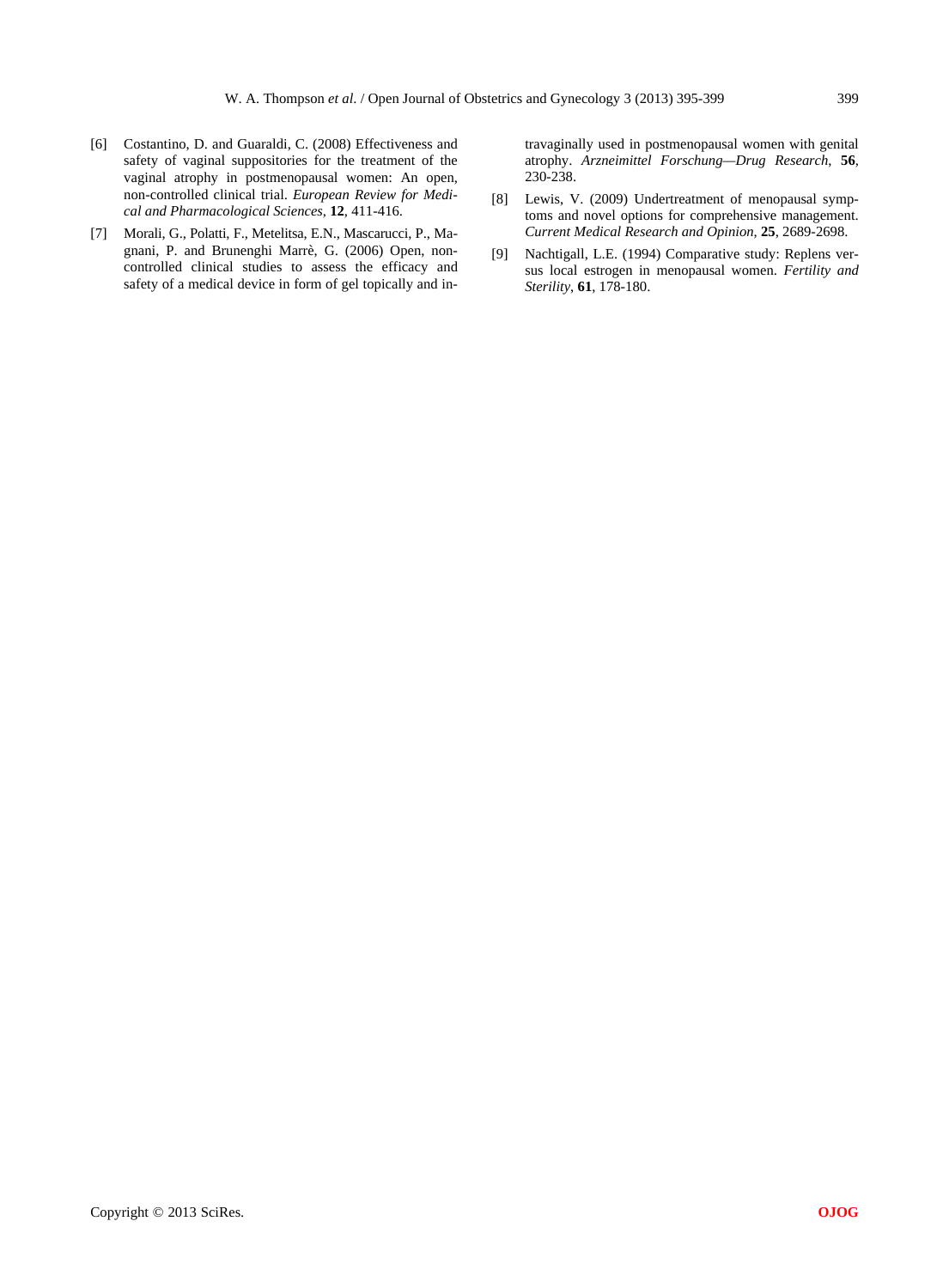[6] Costantino, D. and Guaraldi, C. (2008) Effectiveness and safety of vaginal suppositories for the treatment of the vaginal atrophy in postmenopausal women: An open, non-controlled clinical trial. *European Review for Medical and Pharmacological Sciences*, **12**, 411-416.

[7] Morali, G., Polatti, F., Metelitsa, E.N., Mascarucci, P., Magnani, P. and Brunenghi Marrè, G. (2006) Open, non-controlled clinical studies to assess the efficacy and safety of a medical device in form of gel topically and intravaginally used in postmenopausal women with genital atrophy. *Arzneimittel Forschung—Drug Research*, **56**, 230-238.

[8] Lewis, V. (2009) Undertreatment of menopausal symptoms and novel options for comprehensive management. *Current Medical Research and Opinion*, **25**, 2689-2698.

[9] Nachtigall, L.E. (1994) Comparative study: Replens versus local estrogen in menopausal women. *Fertility and Sterility*, **61**, 178-180.